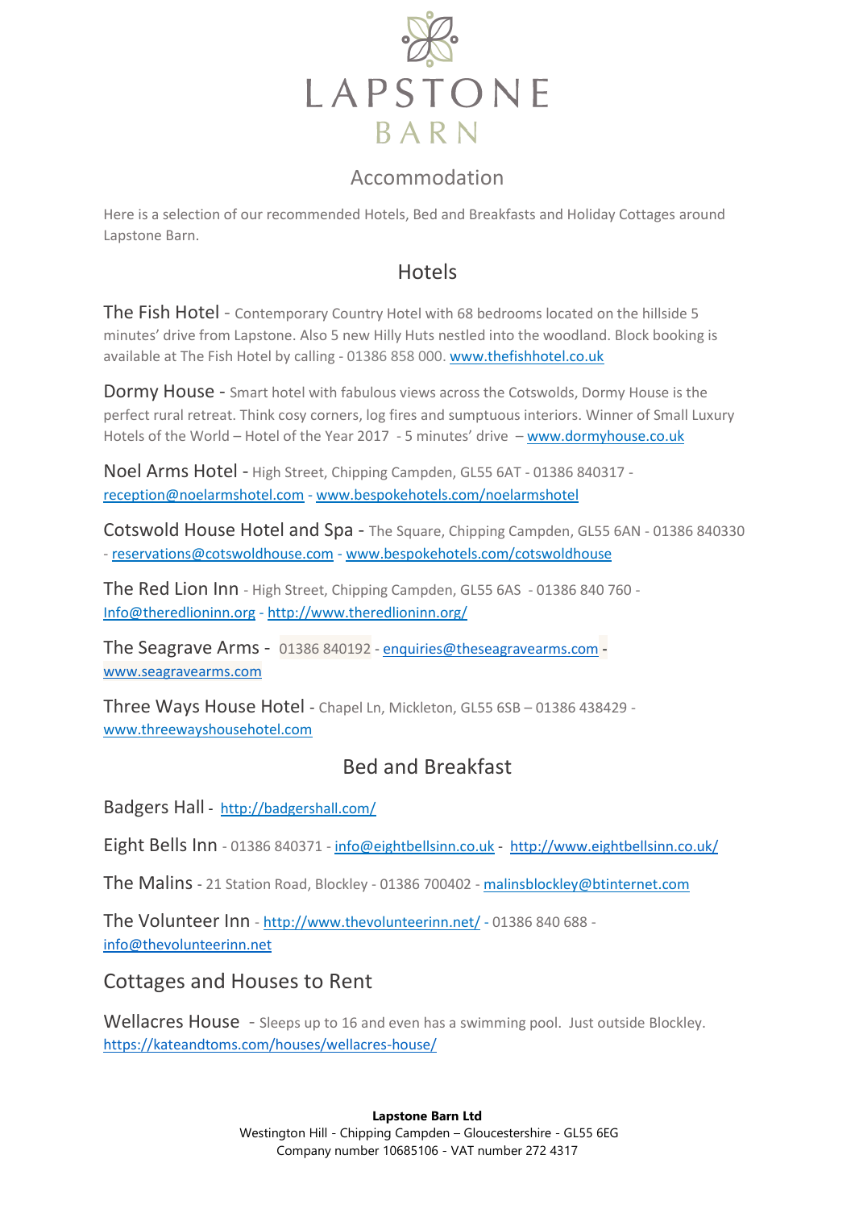# LAPSTONE BARN

## Accommodation

Here is a selection of our recommended Hotels, Bed and Breakfasts and Holiday Cottages around Lapstone Barn.

## Hotels

**The Fish Hotel** - Contemporary Country Hotel with 68 bedrooms located on the hillside 5 minutes' drive from Lapstone. Also 5 new Hilly Huts nestled into the woodland. Block booking is available at The Fish Hotel by calling - 01386 858 000. www.thefishhotel.co.uk

**Dormy House** - Smart hotel with fabulous views across the Cotswolds, Dormy House is the perfect rural retreat. Think cosy corners, log fires and sumptuous interiors. Winner of Small Luxury Hotels of the World – Hotel of the Year 2017 - 5 minutes' drive – www.dormyhouse.co.uk

**Noel Arms Hotel** - High Street, Chipping Campden, GL55 6AT - 01386 840317 - reception@noelarmshotel.com - www.bespokehotels.com/noelarmshotel

**Cotswold House Hotel and Spa** - The Square, Chipping Campden, GL55 6AN - 01386 840330 - reservations@cotswoldhouse.com - www.bespokehotels.com/cotswoldhouse

**The Red Lion Inn** - High Street, Chipping Campden, GL55 6AS - 01386 840 760 - Info@theredlioninn.org - http://www.theredlioninn.org/

**The Seagrave Arms** - 01386 840192 - enquiries@theseagravearms.com - www.seagravearms.com

**Three Ways House Hotel** - Chapel Ln, Mickleton, GL55 6SB – 01386 438429 - www.threewayshousehotel.com

## Bed and Breakfast

**Badgers Hall** - http://badgershall.com/

**Eight Bells Inn** - 01386 840371 - info@eightbellsinn.co.uk - http://www.eightbellsinn.co.uk/

**The Malins** - 21 Station Road, Blockley - 01386 700402 - malinsblockley@btinternet.com

**The Volunteer Inn** - http://www.thevolunteerinn.net/ - 01386 840 688 - info@thevolunteerinn.net

## Cottages and Houses to Rent

**Wellacres House** - Sleeps up to 16 and even has a swimming pool. Just outside Blockley. https://kateandtoms.com/houses/wellacres-house/

**Lapstone Barn Ltd**
Westington Hill - Chipping Campden – Gloucestershire - GL55 6EG
Company number 10685106 - VAT number 272 4317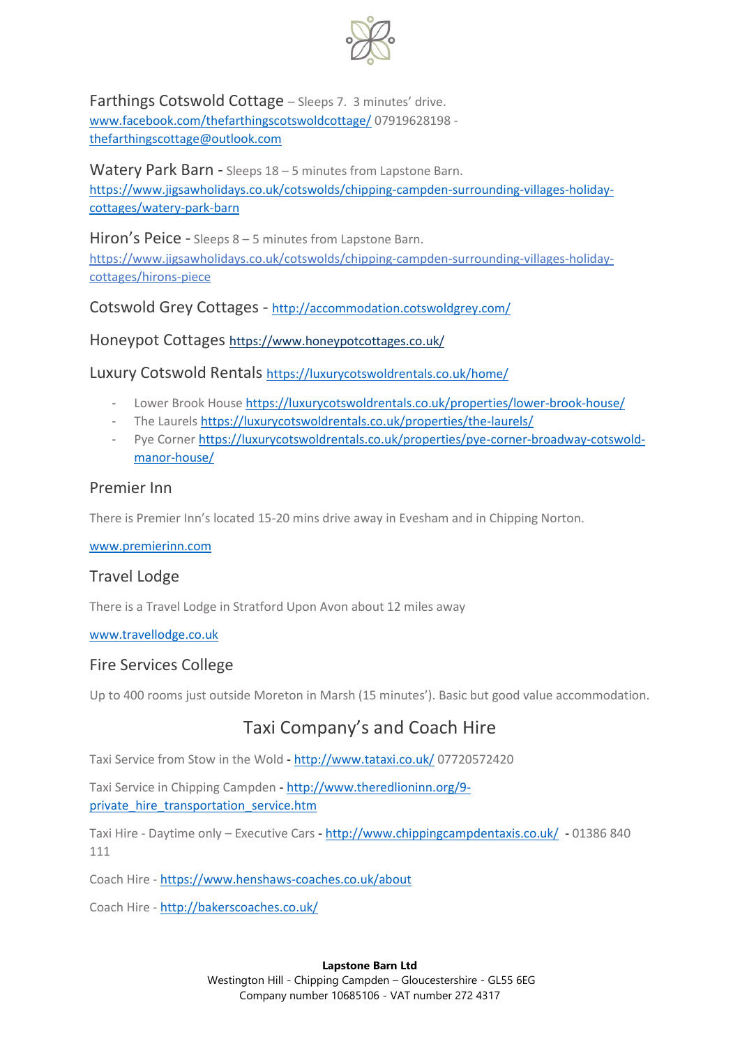### Farthings Cotswold Cottage – Sleeps 7. 3 minutes' drive.

www.facebook.com/thefarthingscotswoldcottage/ 07919628198 - thefarthingscottage@outlook.com

### Watery Park Barn - Sleeps 18 – 5 minutes from Lapstone Barn.

https://www.jigsawholidays.co.uk/cotswolds/chipping-campden-surrounding-villages-holiday-cottages/watery-park-barn

### Hiron's Peice - Sleeps 8 – 5 minutes from Lapstone Barn.

https://www.jigsawholidays.co.uk/cotswolds/chipping-campden-surrounding-villages-holiday-cottages/hirons-piece

### Cotswold Grey Cottages - http://accommodation.cotswoldgrey.com/

### Honeypot Cottages https://www.honeypotcottages.co.uk/

### Luxury Cotswold Rentals https://luxurycotswoldrentals.co.uk/home/

- Lower Brook House https://luxurycotswoldrentals.co.uk/properties/lower-brook-house/
- The Laurels https://luxurycotswoldrentals.co.uk/properties/the-laurels/
- Pye Corner https://luxurycotswoldrentals.co.uk/properties/pye-corner-broadway-cotswold-manor-house/

### Premier Inn

There is Premier Inn's located 15-20 mins drive away in Evesham and in Chipping Norton.

www.premierinn.com

### Travel Lodge

There is a Travel Lodge in Stratford Upon Avon about 12 miles away

www.travellodge.co.uk

### Fire Services College

Up to 400 rooms just outside Moreton in Marsh (15 minutes'). Basic but good value accommodation.

## Taxi Company's and Coach Hire

Taxi Service from Stow in the Wold - http://www.tataxi.co.uk/ 07720572420

Taxi Service in Chipping Campden - http://www.theredlioninn.org/9-private_hire_transportation_service.htm

Taxi Hire - Daytime only – Executive Cars - http://www.chippingcampdentaxis.co.uk/ - 01386 840 111

Coach Hire - https://www.henshaws-coaches.co.uk/about

Coach Hire - http://bakerscoaches.co.uk/

**Lapstone Barn Ltd**
Westington Hill - Chipping Campden – Gloucestershire - GL55 6EG
Company number 10685106 - VAT number 272 4317